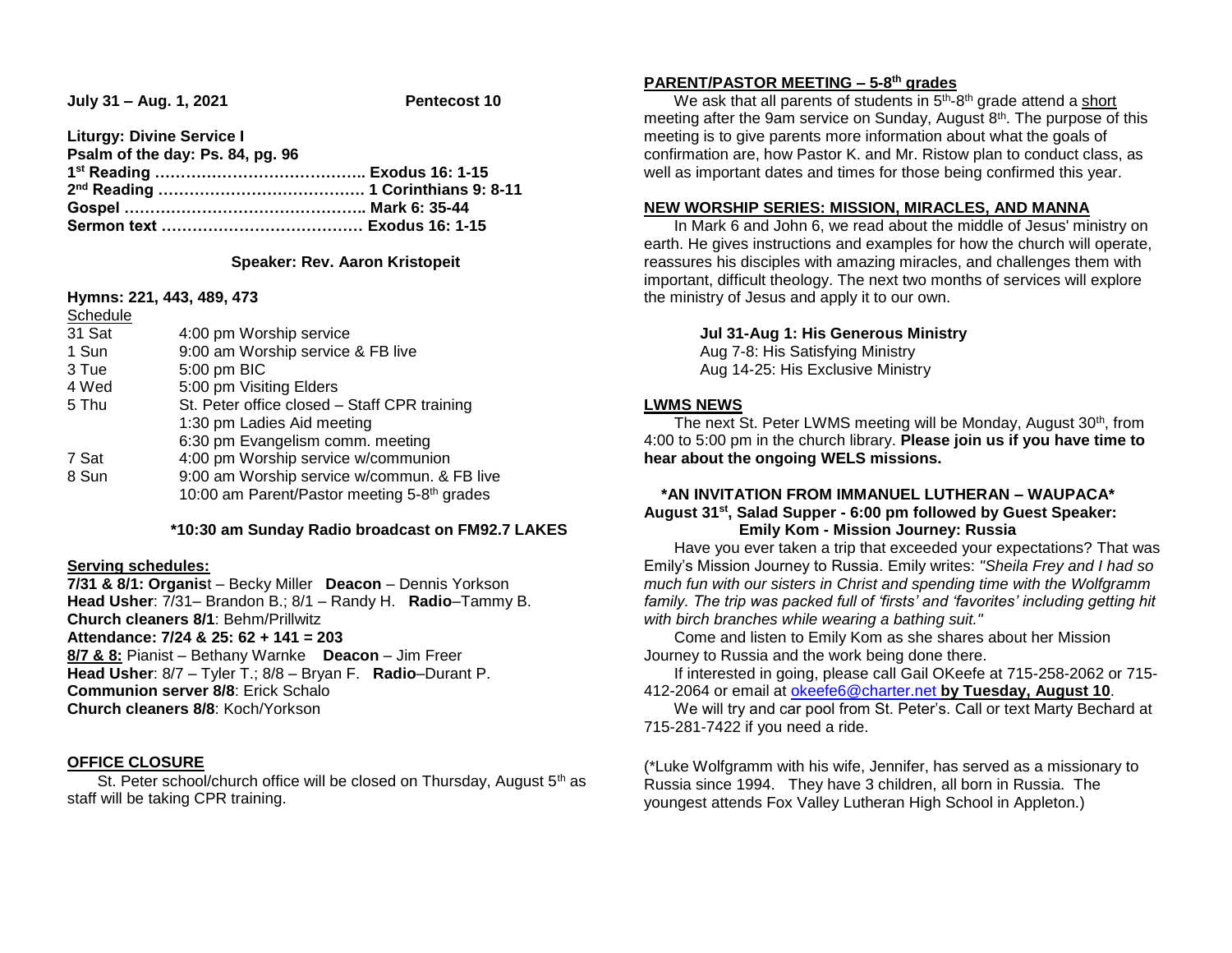**July 31 – Aug. 1, 2021** **Pentecost 10**

**Liturgy: Divine Service I**
**Psalm of the day: Ps. 84, pg. 96**
**1st Reading ………………………………….. Exodus 16: 1-15**
**2nd Reading …………………………………. 1 Corinthians 9: 8-11**
**Gospel ……………………………………….. Mark 6: 35-44**
**Sermon text ………………………………… Exodus 16: 1-15**

**Speaker: Rev. Aaron Kristopeit**

**Hymns: 221, 443, 489, 473**

Schedule

| | |
|---|---|
| 31 Sat | 4:00 pm Worship service |
| 1 Sun | 9:00 am Worship service & FB live |
| 3 Tue | 5:00 pm BIC |
| 4 Wed | 5:00 pm Visiting Elders |
| 5 Thu | St. Peter office closed – Staff CPR training |
| | 1:30 pm Ladies Aid meeting |
| | 6:30 pm Evangelism comm. meeting |
| 7 Sat | 4:00 pm Worship service w/communion |
| 8 Sun | 9:00 am Worship service w/commun. & FB live |
| | 10:00 am Parent/Pastor meeting 5-8th grades |

**\*10:30 am Sunday Radio broadcast on FM92.7 LAKES**

**Serving schedules:**

**7/31 & 8/1: Organist** – Becky Miller **Deacon** – Dennis Yorkson
**Head Usher**: 7/31– Brandon B.; 8/1 – Randy H. **Radio**–Tammy B.
**Church cleaners 8/1**: Behm/Prillwitz
**Attendance: 7/24 & 25: 62 + 141 = 203**
**8/7 & 8:** Pianist – Bethany Warnke **Deacon** – Jim Freer
**Head Usher**: 8/7 – Tyler T.; 8/8 – Bryan F. **Radio**–Durant P.
**Communion server 8/8**: Erick Schalo
**Church cleaners 8/8**: Koch/Yorkson

**OFFICE CLOSURE**

St. Peter school/church office will be closed on Thursday, August 5th as staff will be taking CPR training.

**PARENT/PASTOR MEETING – 5-8th grades**

We ask that all parents of students in 5th-8th grade attend a short meeting after the 9am service on Sunday, August 8th. The purpose of this meeting is to give parents more information about what the goals of confirmation are, how Pastor K. and Mr. Ristow plan to conduct class, as well as important dates and times for those being confirmed this year.

**NEW WORSHIP SERIES: MISSION, MIRACLES, AND MANNA**

In Mark 6 and John 6, we read about the middle of Jesus' ministry on earth. He gives instructions and examples for how the church will operate, reassures his disciples with amazing miracles, and challenges them with important, difficult theology. The next two months of services will explore the ministry of Jesus and apply it to our own.

**Jul 31-Aug 1: His Generous Ministry**
Aug 7-8: His Satisfying Ministry
Aug 14-25: His Exclusive Ministry

**LWMS NEWS**

The next St. Peter LWMS meeting will be Monday, August 30th, from 4:00 to 5:00 pm in the church library. **Please join us if you have time to hear about the ongoing WELS missions.**

**\*AN INVITATION FROM IMMANUEL LUTHERAN – WAUPACA\***
**August 31st, Salad Supper - 6:00 pm followed by Guest Speaker: Emily Kom - Mission Journey: Russia**

Have you ever taken a trip that exceeded your expectations? That was Emily's Mission Journey to Russia. Emily writes: *"Sheila Frey and I had so much fun with our sisters in Christ and spending time with the Wolfgramm family. The trip was packed full of 'firsts' and 'favorites' including getting hit with birch branches while wearing a bathing suit."*

Come and listen to Emily Kom as she shares about her Mission Journey to Russia and the work being done there.

If interested in going, please call Gail OKeefe at 715-258-2062 or 715-412-2064 or email at okeefe6@charter.net **by Tuesday, August 10**.

We will try and car pool from St. Peter's. Call or text Marty Bechard at 715-281-7422 if you need a ride.

(\*Luke Wolfgramm with his wife, Jennifer, has served as a missionary to Russia since 1994. They have 3 children, all born in Russia. The youngest attends Fox Valley Lutheran High School in Appleton.)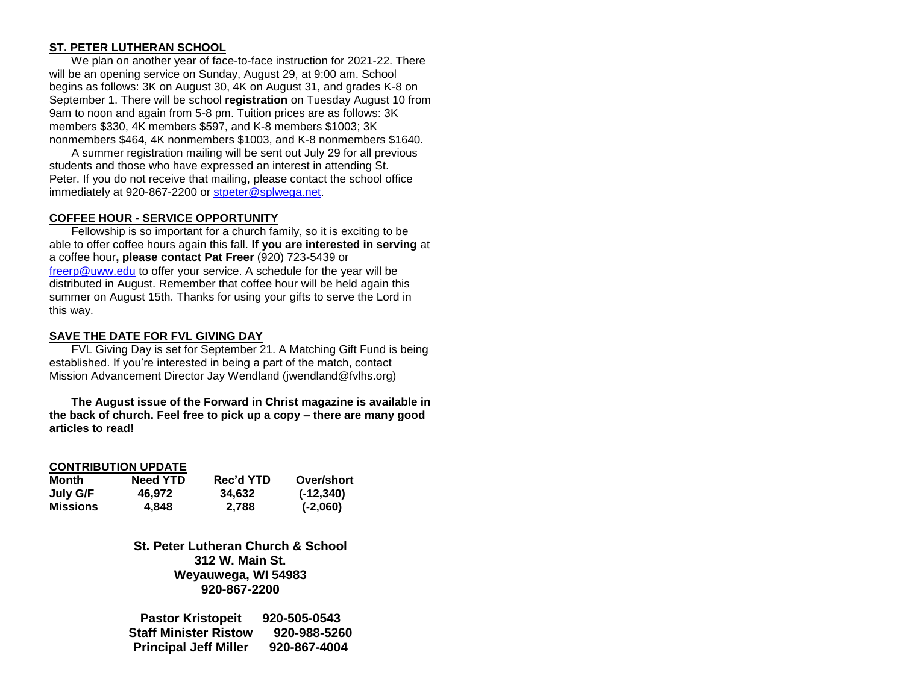## ST. PETER LUTHERAN SCHOOL

We plan on another year of face-to-face instruction for 2021-22. There will be an opening service on Sunday, August 29, at 9:00 am. School begins as follows: 3K on August 30, 4K on August 31, and grades K-8 on September 1. There will be school **registration** on Tuesday August 10 from 9am to noon and again from 5-8 pm. Tuition prices are as follows: 3K members $330, 4K members $597, and K-8 members $1003; 3K nonmembers $464, 4K nonmembers $1003, and K-8 nonmembers $1640.

A summer registration mailing will be sent out July 29 for all previous students and those who have expressed an interest in attending St. Peter. If you do not receive that mailing, please contact the school office immediately at 920-867-2200 or stpeter@splwega.net.

## COFFEE HOUR - SERVICE OPPORTUNITY

Fellowship is so important for a church family, so it is exciting to be able to offer coffee hours again this fall. **If you are interested in serving** at a coffee hour**, please contact Pat Freer** (920) 723-5439 or freerp@uww.edu to offer your service. A schedule for the year will be distributed in August. Remember that coffee hour will be held again this summer on August 15th. Thanks for using your gifts to serve the Lord in this way.

## SAVE THE DATE FOR FVL GIVING DAY

FVL Giving Day is set for September 21. A Matching Gift Fund is being established. If you're interested in being a part of the match, contact Mission Advancement Director Jay Wendland (jwendland@fvlhs.org)

**The August issue of the Forward in Christ magazine is available in the back of church. Feel free to pick up a copy – there are many good articles to read!**

## CONTRIBUTION UPDATE

| Month | Need YTD | Rec'd YTD | Over/short |
|---|---|---|---|
| July G/F | 46,972 | 34,632 | (-12,340) |
| Missions | 4,848 | 2,788 | (-2,060) |

**St. Peter Lutheran Church & School**
**312 W. Main St.**
**Weyauwega, WI 54983**
**920-867-2200**

**Pastor Kristopeit 920-505-0543**
**Staff Minister Ristow 920-988-5260**
**Principal Jeff Miller 920-867-4004**